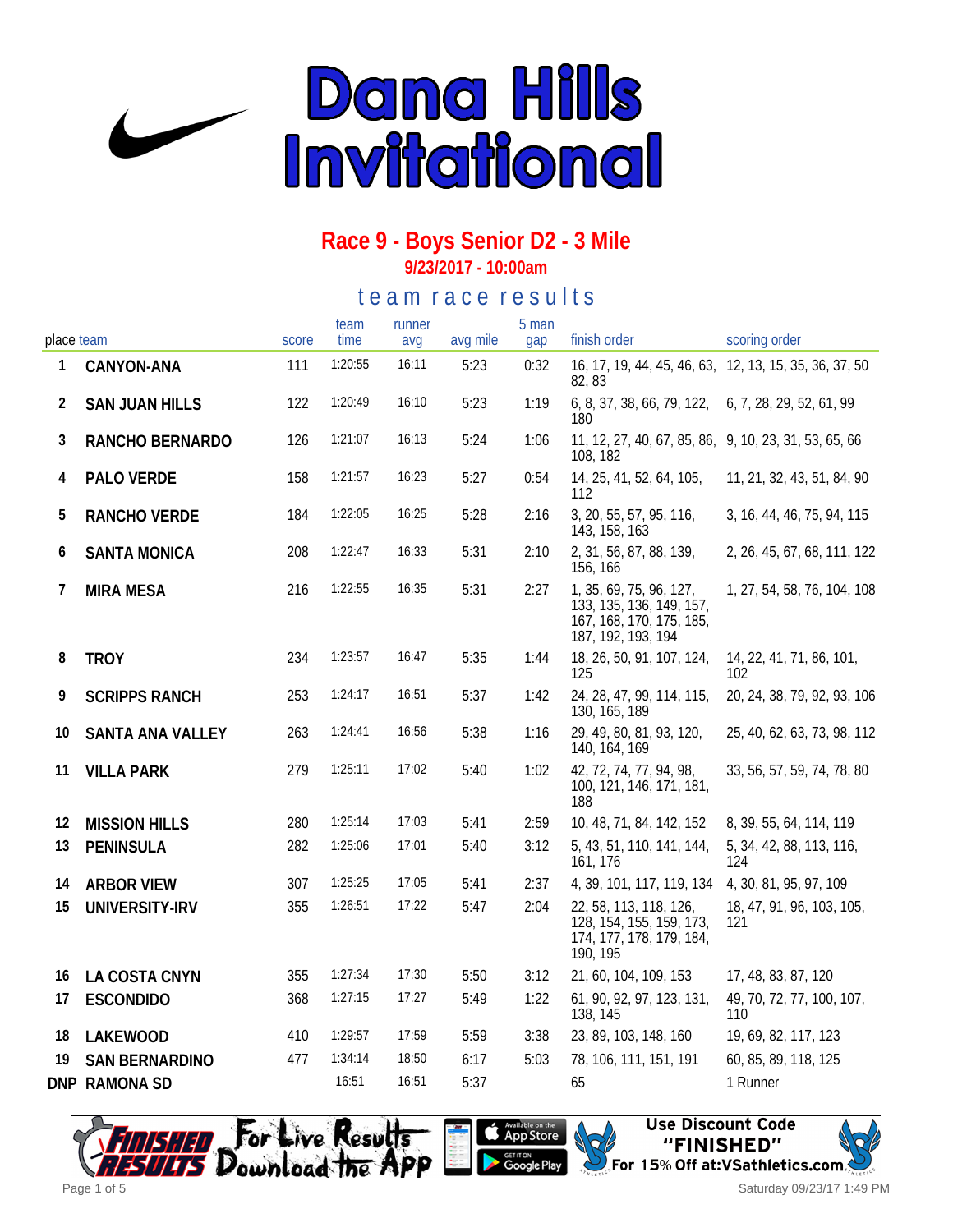# Dana Hills Invitational

## Race 9 - Boys Senior D2 - 3 Mile

**9/23/2017 - 10:00am**

### team race results

| place | team | score | team time | runner avg | avg mile | 5 man gap | finish order | scoring order |
|---|---|---|---|---|---|---|---|---|
| 1 | CANYON-ANA | 111 | 1:20:55 | 16:11 | 5:23 | 0:32 | 16, 17, 19, 44, 45, 46, 63, 82, 83 | 12, 13, 15, 35, 36, 37, 50 |
| 2 | SAN JUAN HILLS | 122 | 1:20:49 | 16:10 | 5:23 | 1:19 | 6, 8, 37, 38, 66, 79, 122, 180 | 6, 7, 28, 29, 52, 61, 99 |
| 3 | RANCHO BERNARDO | 126 | 1:21:07 | 16:13 | 5:24 | 1:06 | 11, 12, 27, 40, 67, 85, 86, 108, 182 | 9, 10, 23, 31, 53, 65, 66 |
| 4 | PALO VERDE | 158 | 1:21:57 | 16:23 | 5:27 | 0:54 | 14, 25, 41, 52, 64, 105, 112 | 11, 21, 32, 43, 51, 84, 90 |
| 5 | RANCHO VERDE | 184 | 1:22:05 | 16:25 | 5:28 | 2:16 | 3, 20, 55, 57, 95, 116, 143, 158, 163 | 3, 16, 44, 46, 75, 94, 115 |
| 6 | SANTA MONICA | 208 | 1:22:47 | 16:33 | 5:31 | 2:10 | 2, 31, 56, 87, 88, 139, 156, 166 | 2, 26, 45, 67, 68, 111, 122 |
| 7 | MIRA MESA | 216 | 1:22:55 | 16:35 | 5:31 | 2:27 | 1, 35, 69, 75, 96, 127, 133, 135, 136, 149, 157, 167, 168, 170, 175, 185, 187, 192, 193, 194 | 1, 27, 54, 58, 76, 104, 108 |
| 8 | TROY | 234 | 1:23:57 | 16:47 | 5:35 | 1:44 | 18, 26, 50, 91, 107, 124, 125 | 14, 22, 41, 71, 86, 101, 102 |
| 9 | SCRIPPS RANCH | 253 | 1:24:17 | 16:51 | 5:37 | 1:42 | 24, 28, 47, 99, 114, 115, 130, 165, 189 | 20, 24, 38, 79, 92, 93, 106 |
| 10 | SANTA ANA VALLEY | 263 | 1:24:41 | 16:56 | 5:38 | 1:16 | 29, 49, 80, 81, 93, 120, 140, 164, 169 | 25, 40, 62, 63, 73, 98, 112 |
| 11 | VILLA PARK | 279 | 1:25:11 | 17:02 | 5:40 | 1:02 | 42, 72, 74, 77, 94, 98, 100, 121, 146, 171, 181, 188 | 33, 56, 57, 59, 74, 78, 80 |
| 12 | MISSION HILLS | 280 | 1:25:14 | 17:03 | 5:41 | 2:59 | 10, 48, 71, 84, 142, 152 | 8, 39, 55, 64, 114, 119 |
| 13 | PENINSULA | 282 | 1:25:06 | 17:01 | 5:40 | 3:12 | 5, 43, 51, 110, 141, 144, 161, 176 | 5, 34, 42, 88, 113, 116, 124 |
| 14 | ARBOR VIEW | 307 | 1:25:25 | 17:05 | 5:41 | 2:37 | 4, 39, 101, 117, 119, 134 | 4, 30, 81, 95, 97, 109 |
| 15 | UNIVERSITY-IRV | 355 | 1:26:51 | 17:22 | 5:47 | 2:04 | 22, 58, 113, 118, 126, 128, 154, 155, 159, 173, 174, 177, 178, 179, 184, 190, 195 | 18, 47, 91, 96, 103, 105, 121 |
| 16 | LA COSTA CNYN | 355 | 1:27:34 | 17:30 | 5:50 | 3:12 | 21, 60, 104, 109, 153 | 17, 48, 83, 87, 120 |
| 17 | ESCONDIDO | 368 | 1:27:15 | 17:27 | 5:49 | 1:22 | 61, 90, 92, 97, 123, 131, 138, 145 | 49, 70, 72, 77, 100, 107, 110 |
| 18 | LAKEWOOD | 410 | 1:29:57 | 17:59 | 5:59 | 3:38 | 23, 89, 103, 148, 160 | 19, 69, 82, 117, 123 |
| 19 | SAN BERNARDINO | 477 | 1:34:14 | 18:50 | 6:17 | 5:03 | 78, 106, 111, 151, 191 | 60, 85, 89, 118, 125 |
| DNP | RAMONA SD | | 16:51 | 16:51 | 5:37 | | 65 | 1 Runner |

For Live Results Download the App — Available on the App Store / Get it on Google Play

Use Discount Code "FINISHED" For 15% Off at:VSathletics.com

Saturday 09/23/17 1:49 PM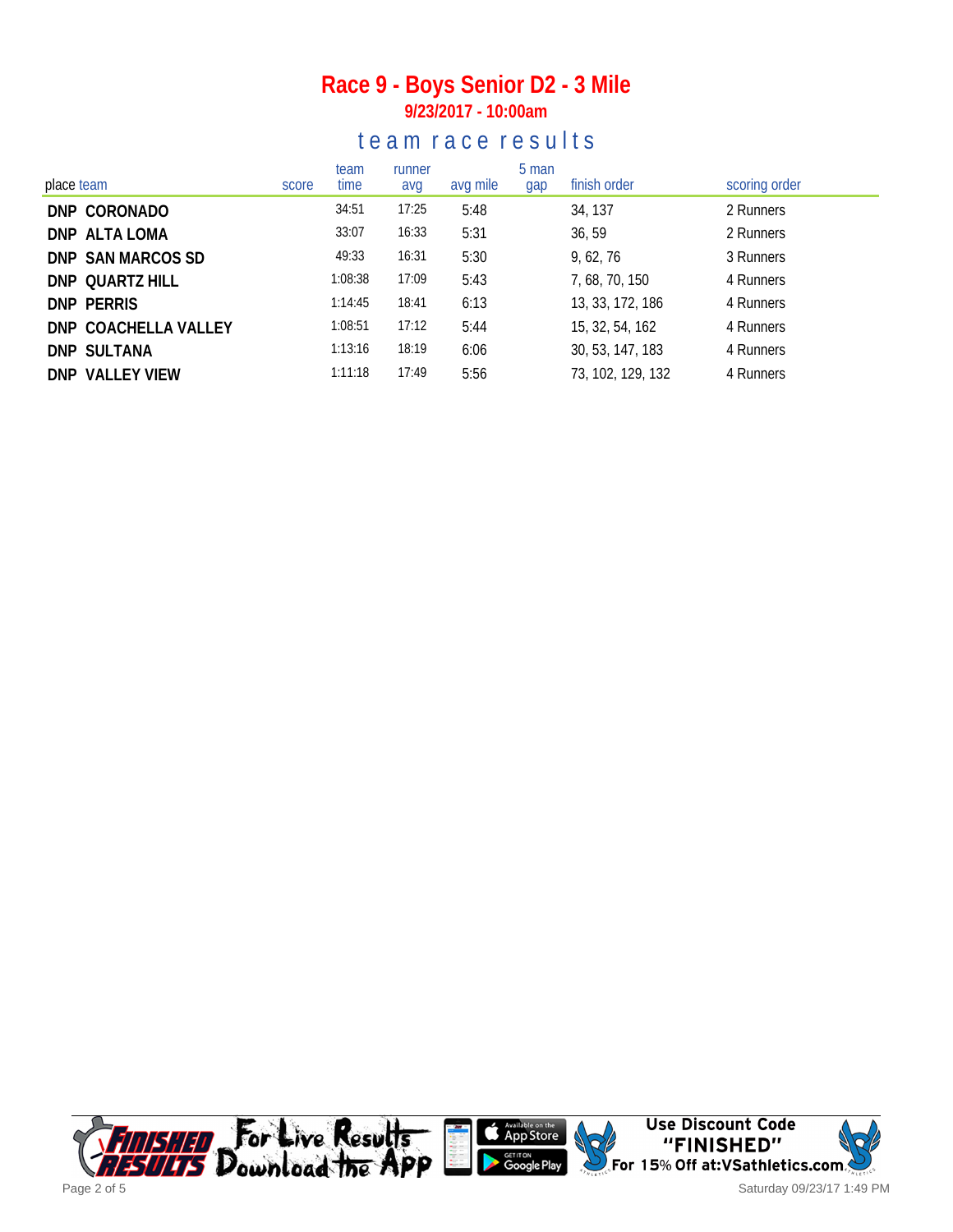# Race 9 - Boys Senior D2 - 3 Mile

**9/23/2017 - 10:00am**

## team race results

| place | team | score | team time | runner avg | avg mile | 5 man gap | finish order | scoring order |
|---|---|---|---|---|---|---|---|---|
| DNP | CORONADO | | 34:51 | 17:25 | 5:48 | | 34, 137 | 2 Runners |
| DNP | ALTA LOMA | | 33:07 | 16:33 | 5:31 | | 36, 59 | 2 Runners |
| DNP | SAN MARCOS SD | | 49:33 | 16:31 | 5:30 | | 9, 62, 76 | 3 Runners |
| DNP | QUARTZ HILL | | 1:08:38 | 17:09 | 5:43 | | 7, 68, 70, 150 | 4 Runners |
| DNP | PERRIS | | 1:14:45 | 18:41 | 6:13 | | 13, 33, 172, 186 | 4 Runners |
| DNP | COACHELLA VALLEY | | 1:08:51 | 17:12 | 5:44 | | 15, 32, 54, 162 | 4 Runners |
| DNP | SULTANA | | 1:13:16 | 18:19 | 6:06 | | 30, 53, 147, 183 | 4 Runners |
| DNP | VALLEY VIEW | | 1:11:18 | 17:49 | 5:56 | | 73, 102, 129, 132 | 4 Runners |

Finished Results — For Live Results Download the App — Available on the App Store — Get it on Google Play

Use Discount Code "FINISHED" For 15% Off at:VSathletics.com

Saturday 09/23/17 1:49 PM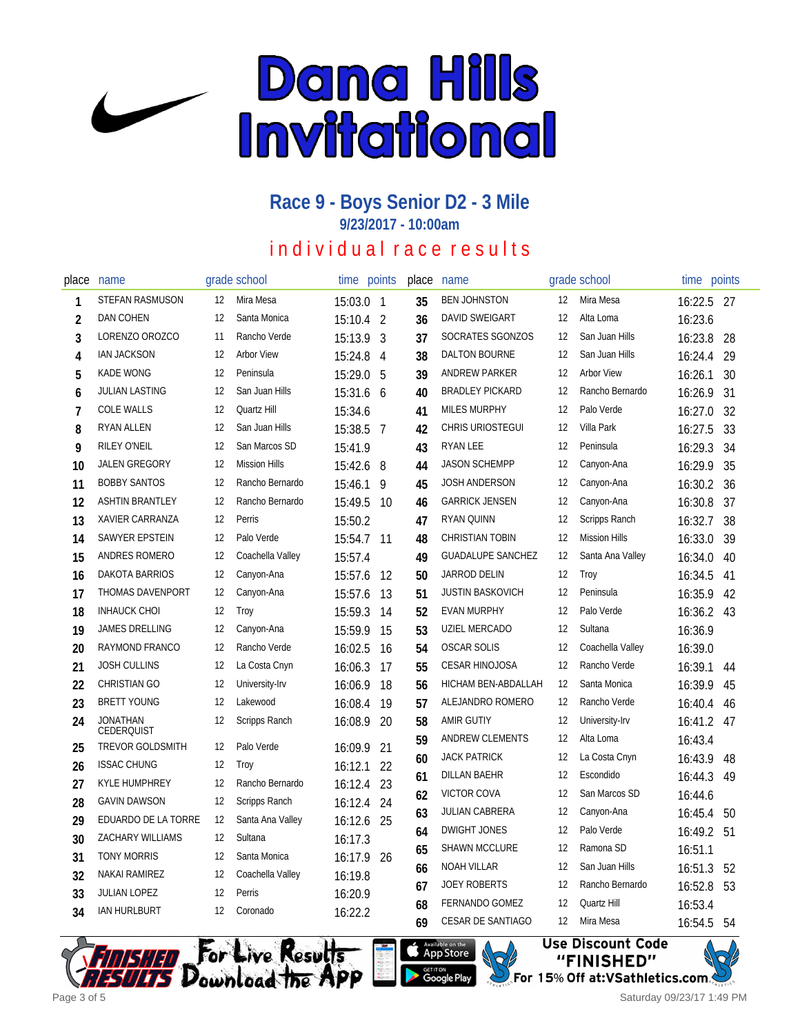# Dana Hills Invitational

## Race 9 - Boys Senior D2 - 3 Mile

**9/23/2017 - 10:00am**

### individual race results

| place | name | grade | school | time | points |
|---|---|---|---|---|---|
| 1 | STEFAN RASMUSON | 12 | Mira Mesa | 15:03.0 | 1 |
| 2 | DAN COHEN | 12 | Santa Monica | 15:10.4 | 2 |
| 3 | LORENZO OROZCO | 11 | Rancho Verde | 15:13.9 | 3 |
| 4 | IAN JACKSON | 12 | Arbor View | 15:24.8 | 4 |
| 5 | KADE WONG | 12 | Peninsula | 15:29.0 | 5 |
| 6 | JULIAN LASTING | 12 | San Juan Hills | 15:31.6 | 6 |
| 7 | COLE WALLS | 12 | Quartz Hill | 15:34.6 | |
| 8 | RYAN ALLEN | 12 | San Juan Hills | 15:38.5 | 7 |
| 9 | RILEY O'NEIL | 12 | San Marcos SD | 15:41.9 | |
| 10 | JALEN GREGORY | 12 | Mission Hills | 15:42.6 | 8 |
| 11 | BOBBY SANTOS | 12 | Rancho Bernardo | 15:46.1 | 9 |
| 12 | ASHTIN BRANTLEY | 12 | Rancho Bernardo | 15:49.5 | 10 |
| 13 | XAVIER CARRANZA | 12 | Perris | 15:50.2 | |
| 14 | SAWYER EPSTEIN | 12 | Palo Verde | 15:54.7 | 11 |
| 15 | ANDRES ROMERO | 12 | Coachella Valley | 15:57.4 | |
| 16 | DAKOTA BARRIOS | 12 | Canyon-Ana | 15:57.6 | 12 |
| 17 | THOMAS DAVENPORT | 12 | Canyon-Ana | 15:57.6 | 13 |
| 18 | INHAUCK CHOI | 12 | Troy | 15:59.3 | 14 |
| 19 | JAMES DRELLING | 12 | Canyon-Ana | 15:59.9 | 15 |
| 20 | RAYMOND FRANCO | 12 | Rancho Verde | 16:02.5 | 16 |
| 21 | JOSH CULLINS | 12 | La Costa Cnyn | 16:06.3 | 17 |
| 22 | CHRISTIAN GO | 12 | University-Irv | 16:06.9 | 18 |
| 23 | BRETT YOUNG | 12 | Lakewood | 16:08.4 | 19 |
| 24 | JONATHAN CEDERQUIST | 12 | Scripps Ranch | 16:08.9 | 20 |
| 25 | TREVOR GOLDSMITH | 12 | Palo Verde | 16:09.9 | 21 |
| 26 | ISSAC CHUNG | 12 | Troy | 16:12.1 | 22 |
| 27 | KYLE HUMPHREY | 12 | Rancho Bernardo | 16:12.4 | 23 |
| 28 | GAVIN DAWSON | 12 | Scripps Ranch | 16:12.4 | 24 |
| 29 | EDUARDO DE LA TORRE | 12 | Santa Ana Valley | 16:12.6 | 25 |
| 30 | ZACHARY WILLIAMS | 12 | Sultana | 16:17.3 | |
| 31 | TONY MORRIS | 12 | Santa Monica | 16:17.9 | 26 |
| 32 | NAKAI RAMIREZ | 12 | Coachella Valley | 16:19.8 | |
| 33 | JULIAN LOPEZ | 12 | Perris | 16:20.9 | |
| 34 | IAN HURLBURT | 12 | Coronado | 16:22.2 | |
| 35 | BEN JOHNSTON | 12 | Mira Mesa | 16:22.5 | 27 |
| 36 | DAVID SWEIGART | 12 | Alta Loma | 16:23.6 | |
| 37 | SOCRATES SGONZOS | 12 | San Juan Hills | 16:23.8 | 28 |
| 38 | DALTON BOURNE | 12 | San Juan Hills | 16:24.4 | 29 |
| 39 | ANDREW PARKER | 12 | Arbor View | 16:26.1 | 30 |
| 40 | BRADLEY PICKARD | 12 | Rancho Bernardo | 16:26.9 | 31 |
| 41 | MILES MURPHY | 12 | Palo Verde | 16:27.0 | 32 |
| 42 | CHRIS URIOSTEGUI | 12 | Villa Park | 16:27.5 | 33 |
| 43 | RYAN LEE | 12 | Peninsula | 16:29.3 | 34 |
| 44 | JASON SCHEMPP | 12 | Canyon-Ana | 16:29.9 | 35 |
| 45 | JOSH ANDERSON | 12 | Canyon-Ana | 16:30.2 | 36 |
| 46 | GARRICK JENSEN | 12 | Canyon-Ana | 16:30.8 | 37 |
| 47 | RYAN QUINN | 12 | Scripps Ranch | 16:32.7 | 38 |
| 48 | CHRISTIAN TOBIN | 12 | Mission Hills | 16:33.0 | 39 |
| 49 | GUADALUPE SANCHEZ | 12 | Santa Ana Valley | 16:34.0 | 40 |
| 50 | JARROD DELIN | 12 | Troy | 16:34.5 | 41 |
| 51 | JUSTIN BASKOVICH | 12 | Peninsula | 16:35.9 | 42 |
| 52 | EVAN MURPHY | 12 | Palo Verde | 16:36.2 | 43 |
| 53 | UZIEL MERCADO | 12 | Sultana | 16:36.9 | |
| 54 | OSCAR SOLIS | 12 | Coachella Valley | 16:39.0 | |
| 55 | CESAR HINOJOSA | 12 | Rancho Verde | 16:39.1 | 44 |
| 56 | HICHAM BEN-ABDALLAH | 12 | Santa Monica | 16:39.9 | 45 |
| 57 | ALEJANDRO ROMERO | 12 | Rancho Verde | 16:40.4 | 46 |
| 58 | AMIR GUTIY | 12 | University-Irv | 16:41.2 | 47 |
| 59 | ANDREW CLEMENTS | 12 | Alta Loma | 16:43.4 | |
| 60 | JACK PATRICK | 12 | La Costa Cnyn | 16:43.9 | 48 |
| 61 | DILLAN BAEHR | 12 | Escondido | 16:44.3 | 49 |
| 62 | VICTOR COVA | 12 | San Marcos SD | 16:44.6 | |
| 63 | JULIAN CABRERA | 12 | Canyon-Ana | 16:45.4 | 50 |
| 64 | DWIGHT JONES | 12 | Palo Verde | 16:49.2 | 51 |
| 65 | SHAWN MCCLURE | 12 | Ramona SD | 16:51.1 | |
| 66 | NOAH VILLAR | 12 | San Juan Hills | 16:51.3 | 52 |
| 67 | JOEY ROBERTS | 12 | Rancho Bernardo | 16:52.8 | 53 |
| 68 | FERNANDO GOMEZ | 12 | Quartz Hill | 16:53.4 | |
| 69 | CESAR DE SANTIAGO | 12 | Mira Mesa | 16:54.5 | 54 |

Finished Results — For Live Results Download the App — Available on the App Store / Get it on Google Play

Use Discount Code "FINISHED" For 15% Off at:VSathletics.com

Saturday 09/23/17 1:49 PM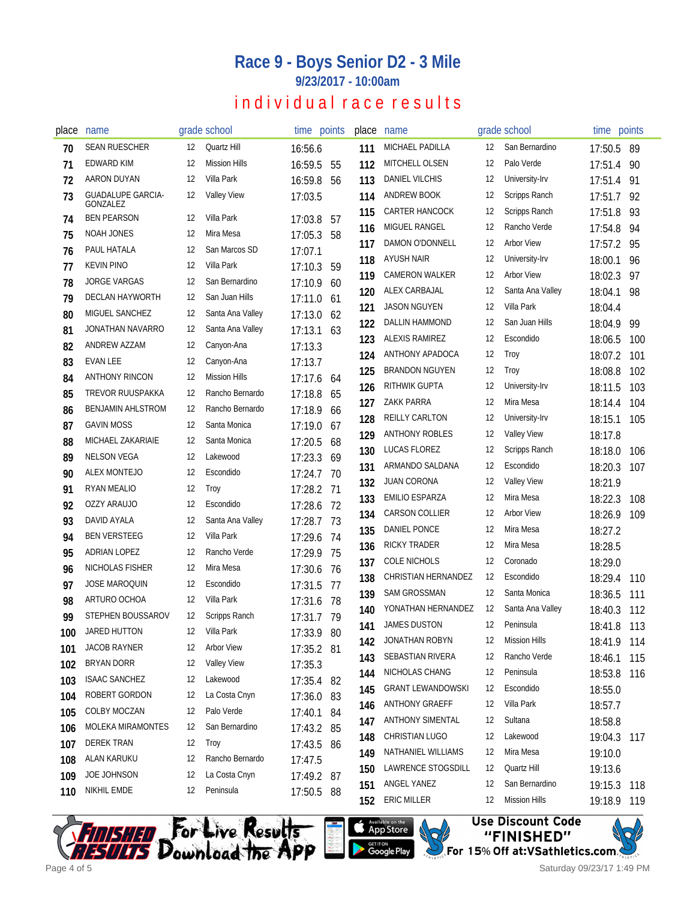# Race 9 - Boys Senior D2 - 3 Mile

## 9/23/2017 - 10:00am

## individual race results

| place | name | grade | school | time | points |
|---|---|---|---|---|---|
| 70 | SEAN RUESCHER | 12 | Quartz Hill | 16:56.6 | |
| 71 | EDWARD KIM | 12 | Mission Hills | 16:59.5 | 55 |
| 72 | AARON DUYAN | 12 | Villa Park | 16:59.8 | 56 |
| 73 | GUADALUPE GARCIA-GONZALEZ | 12 | Valley View | 17:03.5 | |
| 74 | BEN PEARSON | 12 | Villa Park | 17:03.8 | 57 |
| 75 | NOAH JONES | 12 | Mira Mesa | 17:05.3 | 58 |
| 76 | PAUL HATALA | 12 | San Marcos SD | 17:07.1 | |
| 77 | KEVIN PINO | 12 | Villa Park | 17:10.3 | 59 |
| 78 | JORGE VARGAS | 12 | San Bernardino | 17:10.9 | 60 |
| 79 | DECLAN HAYWORTH | 12 | San Juan Hills | 17:11.0 | 61 |
| 80 | MIGUEL SANCHEZ | 12 | Santa Ana Valley | 17:13.0 | 62 |
| 81 | JONATHAN NAVARRO | 12 | Santa Ana Valley | 17:13.1 | 63 |
| 82 | ANDREW AZZAM | 12 | Canyon-Ana | 17:13.3 | |
| 83 | EVAN LEE | 12 | Canyon-Ana | 17:13.7 | |
| 84 | ANTHONY RINCON | 12 | Mission Hills | 17:17.6 | 64 |
| 85 | TREVOR RUUSPAKKA | 12 | Rancho Bernardo | 17:18.8 | 65 |
| 86 | BENJAMIN AHLSTROM | 12 | Rancho Bernardo | 17:18.9 | 66 |
| 87 | GAVIN MOSS | 12 | Santa Monica | 17:19.0 | 67 |
| 88 | MICHAEL ZAKARIAIE | 12 | Santa Monica | 17:20.5 | 68 |
| 89 | NELSON VEGA | 12 | Lakewood | 17:23.3 | 69 |
| 90 | ALEX MONTEJO | 12 | Escondido | 17:24.7 | 70 |
| 91 | RYAN MEALIO | 12 | Troy | 17:28.2 | 71 |
| 92 | OZZY ARAUJO | 12 | Escondido | 17:28.6 | 72 |
| 93 | DAVID AYALA | 12 | Santa Ana Valley | 17:28.7 | 73 |
| 94 | BEN VERSTEEG | 12 | Villa Park | 17:29.6 | 74 |
| 95 | ADRIAN LOPEZ | 12 | Rancho Verde | 17:29.9 | 75 |
| 96 | NICHOLAS FISHER | 12 | Mira Mesa | 17:30.6 | 76 |
| 97 | JOSE MAROQUIN | 12 | Escondido | 17:31.5 | 77 |
| 98 | ARTURO OCHOA | 12 | Villa Park | 17:31.6 | 78 |
| 99 | STEPHEN BOUSSAROV | 12 | Scripps Ranch | 17:31.7 | 79 |
| 100 | JARED HUTTON | 12 | Villa Park | 17:33.9 | 80 |
| 101 | JACOB RAYNER | 12 | Arbor View | 17:35.2 | 81 |
| 102 | BRYAN DORR | 12 | Valley View | 17:35.3 | |
| 103 | ISAAC SANCHEZ | 12 | Lakewood | 17:35.4 | 82 |
| 104 | ROBERT GORDON | 12 | La Costa Cnyn | 17:36.0 | 83 |
| 105 | COLBY MOCZAN | 12 | Palo Verde | 17:40.1 | 84 |
| 106 | MOLEKA MIRAMONTES | 12 | San Bernardino | 17:43.2 | 85 |
| 107 | DEREK TRAN | 12 | Troy | 17:43.5 | 86 |
| 108 | ALAN KARUKU | 12 | Rancho Bernardo | 17:47.5 | |
| 109 | JOE JOHNSON | 12 | La Costa Cnyn | 17:49.2 | 87 |
| 110 | NIKHIL EMDE | 12 | Peninsula | 17:50.5 | 88 |
| 111 | MICHAEL PADILLA | 12 | San Bernardino | 17:50.5 | 89 |
| 112 | MITCHELL OLSEN | 12 | Palo Verde | 17:51.4 | 90 |
| 113 | DANIEL VILCHIS | 12 | University-Irv | 17:51.4 | 91 |
| 114 | ANDREW BOOK | 12 | Scripps Ranch | 17:51.7 | 92 |
| 115 | CARTER HANCOCK | 12 | Scripps Ranch | 17:51.8 | 93 |
| 116 | MIGUEL RANGEL | 12 | Rancho Verde | 17:54.8 | 94 |
| 117 | DAMON O'DONNELL | 12 | Arbor View | 17:57.2 | 95 |
| 118 | AYUSH NAIR | 12 | University-Irv | 18:00.1 | 96 |
| 119 | CAMERON WALKER | 12 | Arbor View | 18:02.3 | 97 |
| 120 | ALEX CARBAJAL | 12 | Santa Ana Valley | 18:04.1 | 98 |
| 121 | JASON NGUYEN | 12 | Villa Park | 18:04.4 | |
| 122 | DALLIN HAMMOND | 12 | San Juan Hills | 18:04.9 | 99 |
| 123 | ALEXIS RAMIREZ | 12 | Escondido | 18:06.5 | 100 |
| 124 | ANTHONY APADOCA | 12 | Troy | 18:07.2 | 101 |
| 125 | BRANDON NGUYEN | 12 | Troy | 18:08.8 | 102 |
| 126 | RITHWIK GUPTA | 12 | University-Irv | 18:11.5 | 103 |
| 127 | ZAKK PARRA | 12 | Mira Mesa | 18:14.4 | 104 |
| 128 | REILLY CARLTON | 12 | University-Irv | 18:15.1 | 105 |
| 129 | ANTHONY ROBLES | 12 | Valley View | 18:17.8 | |
| 130 | LUCAS FLOREZ | 12 | Scripps Ranch | 18:18.0 | 106 |
| 131 | ARMANDO SALDANA | 12 | Escondido | 18:20.3 | 107 |
| 132 | JUAN CORONA | 12 | Valley View | 18:21.9 | |
| 133 | EMILIO ESPARZA | 12 | Mira Mesa | 18:22.3 | 108 |
| 134 | CARSON COLLIER | 12 | Arbor View | 18:26.9 | 109 |
| 135 | DANIEL PONCE | 12 | Mira Mesa | 18:27.2 | |
| 136 | RICKY TRADER | 12 | Mira Mesa | 18:28.5 | |
| 137 | COLE NICHOLS | 12 | Coronado | 18:29.0 | |
| 138 | CHRISTIAN HERNANDEZ | 12 | Escondido | 18:29.4 | 110 |
| 139 | SAM GROSSMAN | 12 | Santa Monica | 18:36.5 | 111 |
| 140 | YONATHAN HERNANDEZ | 12 | Santa Ana Valley | 18:40.3 | 112 |
| 141 | JAMES DUSTON | 12 | Peninsula | 18:41.8 | 113 |
| 142 | JONATHAN ROBYN | 12 | Mission Hills | 18:41.9 | 114 |
| 143 | SEBASTIAN RIVERA | 12 | Rancho Verde | 18:46.1 | 115 |
| 144 | NICHOLAS CHANG | 12 | Peninsula | 18:53.8 | 116 |
| 145 | GRANT LEWANDOWSKI | 12 | Escondido | 18:55.0 | |
| 146 | ANTHONY GRAEFF | 12 | Villa Park | 18:57.7 | |
| 147 | ANTHONY SIMENTAL | 12 | Sultana | 18:58.8 | |
| 148 | CHRISTIAN LUGO | 12 | Lakewood | 19:04.3 | 117 |
| 149 | NATHANIEL WILLIAMS | 12 | Mira Mesa | 19:10.0 | |
| 150 | LAWRENCE STOGSDILL | 12 | Quartz Hill | 19:13.6 | |
| 151 | ANGEL YANEZ | 12 | San Bernardino | 19:15.3 | 118 |
| 152 | ERIC MILLER | 12 | Mission Hills | 19:18.9 | 119 |

For Live Results Download the App — Available on the App Store / Get it on Google Play

Use Discount Code "FINISHED" For 15% Off at:VSathletics.com

Saturday 09/23/17 1:49 PM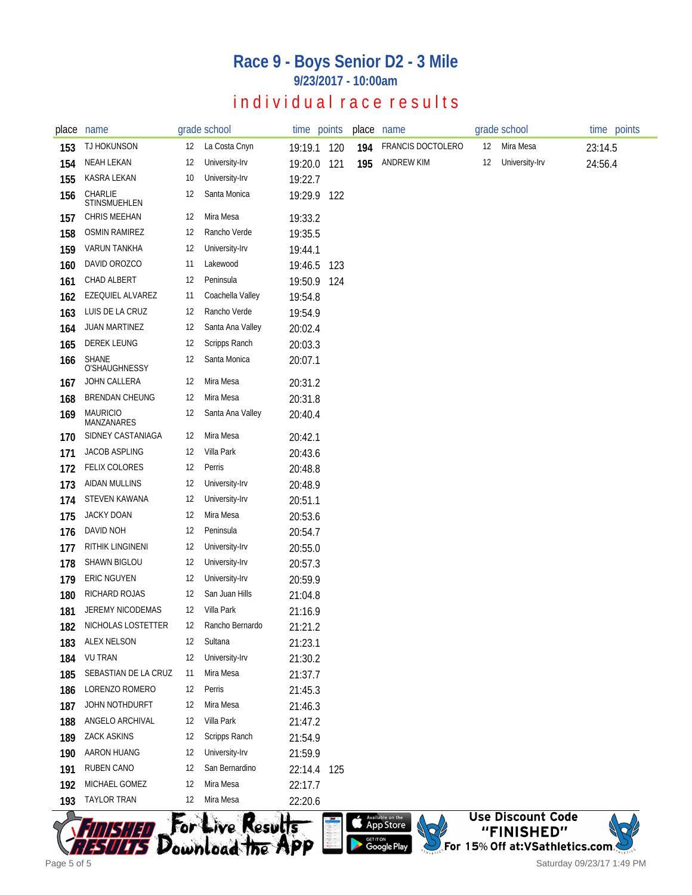# Race 9 - Boys Senior D2 - 3 Mile

## 9/23/2017 - 10:00am

## individual race results

| place | name | grade | school | time | points |
|---|---|---|---|---|---|
| 153 | TJ HOKUNSON | 12 | La Costa Cnyn | 19:19.1 | 120 |
| 154 | NEAH LEKAN | 12 | University-Irv | 19:20.0 | 121 |
| 155 | KASRA LEKAN | 10 | University-Irv | 19:22.7 | |
| 156 | CHARLIE STINSMUEHLEN | 12 | Santa Monica | 19:29.9 | 122 |
| 157 | CHRIS MEEHAN | 12 | Mira Mesa | 19:33.2 | |
| 158 | OSMIN RAMIREZ | 12 | Rancho Verde | 19:35.5 | |
| 159 | VARUN TANKHA | 12 | University-Irv | 19:44.1 | |
| 160 | DAVID OROZCO | 11 | Lakewood | 19:46.5 | 123 |
| 161 | CHAD ALBERT | 12 | Peninsula | 19:50.9 | 124 |
| 162 | EZEQUIEL ALVAREZ | 11 | Coachella Valley | 19:54.8 | |
| 163 | LUIS DE LA CRUZ | 12 | Rancho Verde | 19:54.9 | |
| 164 | JUAN MARTINEZ | 12 | Santa Ana Valley | 20:02.4 | |
| 165 | DEREK LEUNG | 12 | Scripps Ranch | 20:03.3 | |
| 166 | SHANE O'SHAUGHNESSY | 12 | Santa Monica | 20:07.1 | |
| 167 | JOHN CALLERA | 12 | Mira Mesa | 20:31.2 | |
| 168 | BRENDAN CHEUNG | 12 | Mira Mesa | 20:31.8 | |
| 169 | MAURICIO MANZANARES | 12 | Santa Ana Valley | 20:40.4 | |
| 170 | SIDNEY CASTANIAGA | 12 | Mira Mesa | 20:42.1 | |
| 171 | JACOB ASPLING | 12 | Villa Park | 20:43.6 | |
| 172 | FELIX COLORES | 12 | Perris | 20:48.8 | |
| 173 | AIDAN MULLINS | 12 | University-Irv | 20:48.9 | |
| 174 | STEVEN KAWANA | 12 | University-Irv | 20:51.1 | |
| 175 | JACKY DOAN | 12 | Mira Mesa | 20:53.6 | |
| 176 | DAVID NOH | 12 | Peninsula | 20:54.7 | |
| 177 | RITHIK LINGINENI | 12 | University-Irv | 20:55.0 | |
| 178 | SHAWN BIGLOU | 12 | University-Irv | 20:57.3 | |
| 179 | ERIC NGUYEN | 12 | University-Irv | 20:59.9 | |
| 180 | RICHARD ROJAS | 12 | San Juan Hills | 21:04.8 | |
| 181 | JEREMY NICODEMAS | 12 | Villa Park | 21:16.9 | |
| 182 | NICHOLAS LOSTETTER | 12 | Rancho Bernardo | 21:21.2 | |
| 183 | ALEX NELSON | 12 | Sultana | 21:23.1 | |
| 184 | VU TRAN | 12 | University-Irv | 21:30.2 | |
| 185 | SEBASTIAN DE LA CRUZ | 11 | Mira Mesa | 21:37.7 | |
| 186 | LORENZO ROMERO | 12 | Perris | 21:45.3 | |
| 187 | JOHN NOTHDURFT | 12 | Mira Mesa | 21:46.3 | |
| 188 | ANGELO ARCHIVAL | 12 | Villa Park | 21:47.2 | |
| 189 | ZACK ASKINS | 12 | Scripps Ranch | 21:54.9 | |
| 190 | AARON HUANG | 12 | University-Irv | 21:59.9 | |
| 191 | RUBEN CANO | 12 | San Bernardino | 22:14.4 | 125 |
| 192 | MICHAEL GOMEZ | 12 | Mira Mesa | 22:17.7 | |
| 193 | TAYLOR TRAN | 12 | Mira Mesa | 22:20.6 | |
| 194 | FRANCIS DOCTOLERO | 12 | Mira Mesa | 23:14.5 | |
| 195 | ANDREW KIM | 12 | University-Irv | 24:56.4 | |

Finished Results — For Live Results Download the App — Available on the App Store — Get it on Google Play

Use Discount Code "FINISHED" For 15% Off at:VSathletics.com

Saturday 09/23/17 1:49 PM